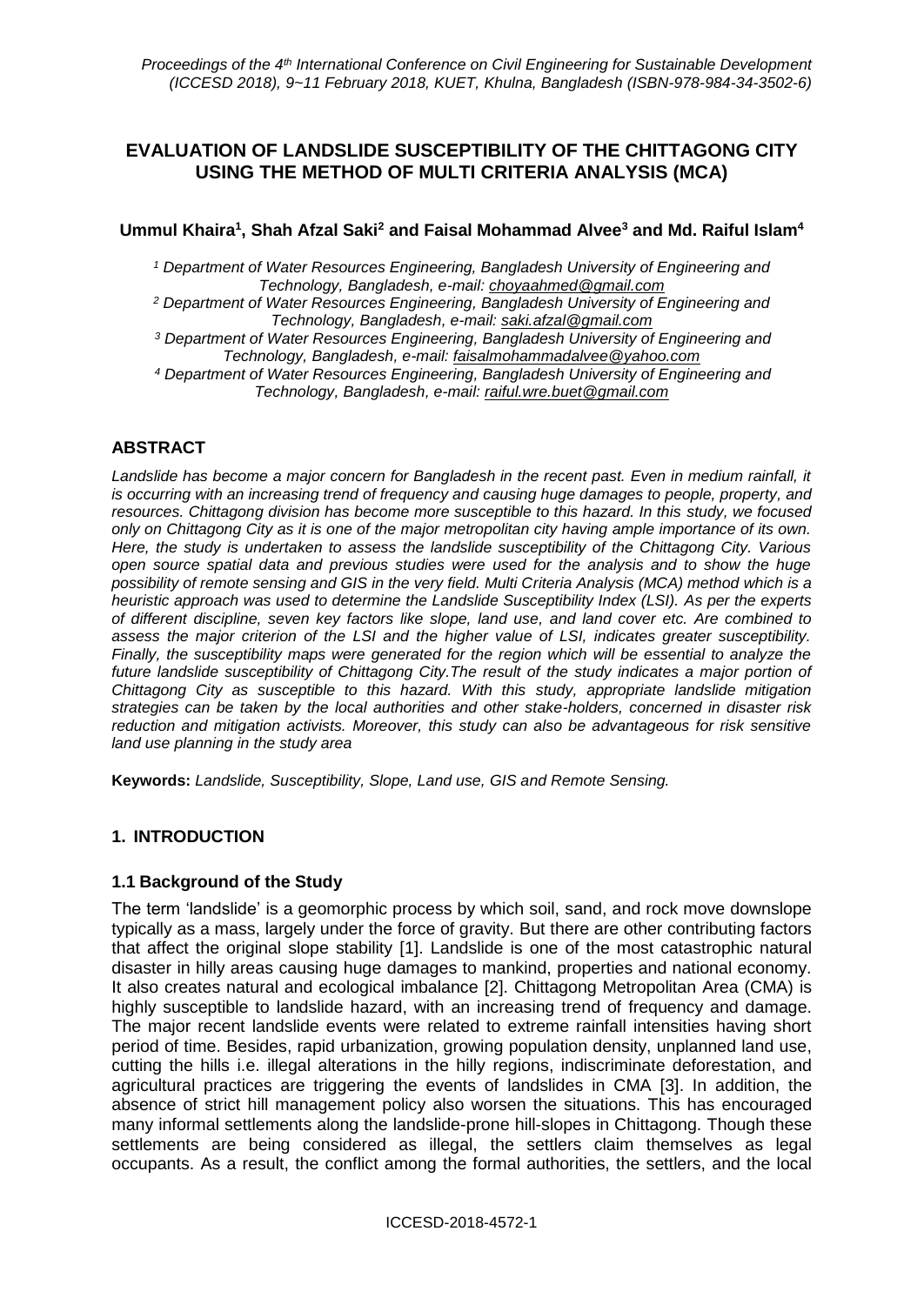# EVALUATION OF LANDSLIDE SUSCEPTIBILITY OF THE CHITTAGONG CITY USING THE METHOD OF MULTI CRITERIA ANALYSIS (MCA)

**Ummul Khaira[1], Shah Afzal Saki[2] and Faisal Mohammad Alvee[3] and Md. Raiful Islam[4]**

*[1] Department of Water Resources Engineering, Bangladesh University of Engineering and Technology, Bangladesh, e-mail: choyaahmed@gmail.com*

*[2] Department of Water Resources Engineering, Bangladesh University of Engineering and Technology, Bangladesh, e-mail: saki.afzal@gmail.com*

*[3] Department of Water Resources Engineering, Bangladesh University of Engineering and Technology, Bangladesh, e-mail: faisalmohammadalvee@yahoo.com*

*[4] Department of Water Resources Engineering, Bangladesh University of Engineering and Technology, Bangladesh, e-mail: raiful.wre.buet@gmail.com*

## ABSTRACT

*Landslide has become a major concern for Bangladesh in the recent past. Even in medium rainfall, it is occurring with an increasing trend of frequency and causing huge damages to people, property, and resources. Chittagong division has become more susceptible to this hazard. In this study, we focused only on Chittagong City as it is one of the major metropolitan city having ample importance of its own. Here, the study is undertaken to assess the landslide susceptibility of the Chittagong City. Various open source spatial data and previous studies were used for the analysis and to show the huge possibility of remote sensing and GIS in the very field. Multi Criteria Analysis (MCA) method which is a heuristic approach was used to determine the Landslide Susceptibility Index (LSI). As per the experts of different discipline, seven key factors like slope, land use, and land cover etc. Are combined to assess the major criterion of the LSI and the higher value of LSI, indicates greater susceptibility. Finally, the susceptibility maps were generated for the region which will be essential to analyze the future landslide susceptibility of Chittagong City.The result of the study indicates a major portion of Chittagong City as susceptible to this hazard. With this study, appropriate landslide mitigation strategies can be taken by the local authorities and other stake-holders, concerned in disaster risk reduction and mitigation activists. Moreover, this study can also be advantageous for risk sensitive land use planning in the study area*

**Keywords:** *Landslide, Susceptibility, Slope, Land use, GIS and Remote Sensing.*

## 1. INTRODUCTION

### 1.1 Background of the Study

The term 'landslide' is a geomorphic process by which soil, sand, and rock move downslope typically as a mass, largely under the force of gravity. But there are other contributing factors that affect the original slope stability [1]. Landslide is one of the most catastrophic natural disaster in hilly areas causing huge damages to mankind, properties and national economy. It also creates natural and ecological imbalance [2]. Chittagong Metropolitan Area (CMA) is highly susceptible to landslide hazard, with an increasing trend of frequency and damage. The major recent landslide events were related to extreme rainfall intensities having short period of time. Besides, rapid urbanization, growing population density, unplanned land use, cutting the hills i.e. illegal alterations in the hilly regions, indiscriminate deforestation, and agricultural practices are triggering the events of landslides in CMA [3]. In addition, the absence of strict hill management policy also worsen the situations. This has encouraged many informal settlements along the landslide-prone hill-slopes in Chittagong. Though these settlements are being considered as illegal, the settlers claim themselves as legal occupants. As a result, the conflict among the formal authorities, the settlers, and the local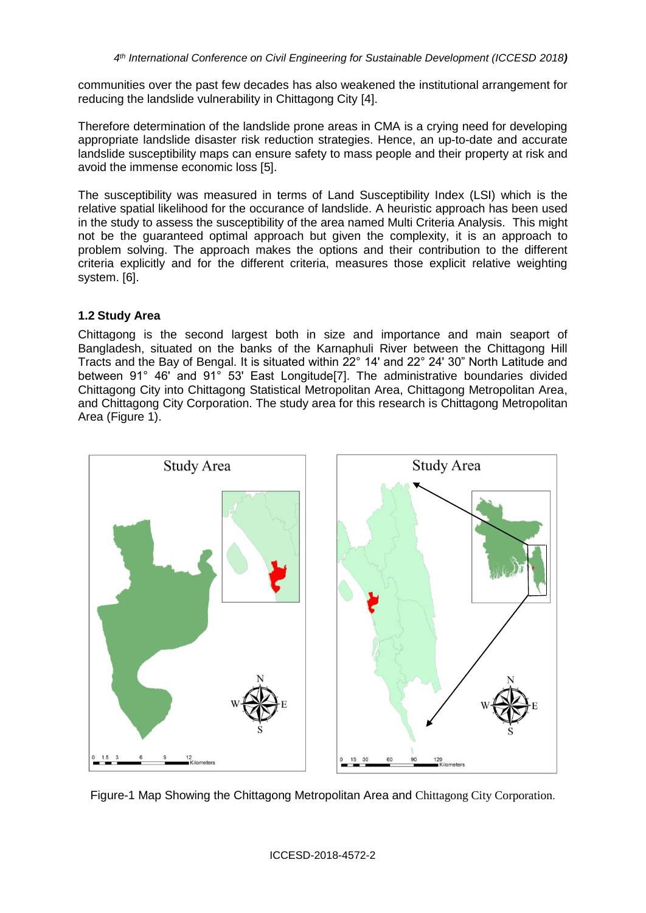communities over the past few decades has also weakened the institutional arrangement for reducing the landslide vulnerability in Chittagong City [4].

Therefore determination of the landslide prone areas in CMA is a crying need for developing appropriate landslide disaster risk reduction strategies. Hence, an up-to-date and accurate landslide susceptibility maps can ensure safety to mass people and their property at risk and avoid the immense economic loss [5].

The susceptibility was measured in terms of Land Susceptibility Index (LSI) which is the relative spatial likelihood for the occurance of landslide. A heuristic approach has been used in the study to assess the susceptibility of the area named Multi Criteria Analysis. This might not be the guaranteed optimal approach but given the complexity, it is an approach to problem solving. The approach makes the options and their contribution to the different criteria explicitly and for the different criteria, measures those explicit relative weighting system. [6].

### 1.2 Study Area

Chittagong is the second largest both in size and importance and main seaport of Bangladesh, situated on the banks of the Karnaphuli River between the Chittagong Hill Tracts and the Bay of Bengal. It is situated within 22° 14' and 22° 24' 30" North Latitude and between 91° 46' and 91° 53' East Longitude[7]. The administrative boundaries divided Chittagong City into Chittagong Statistical Metropolitan Area, Chittagong Metropolitan Area, and Chittagong City Corporation. The study area for this research is Chittagong Metropolitan Area (Figure 1).

Figure-1 Map Showing the Chittagong Metropolitan Area and Chittagong City Corporation.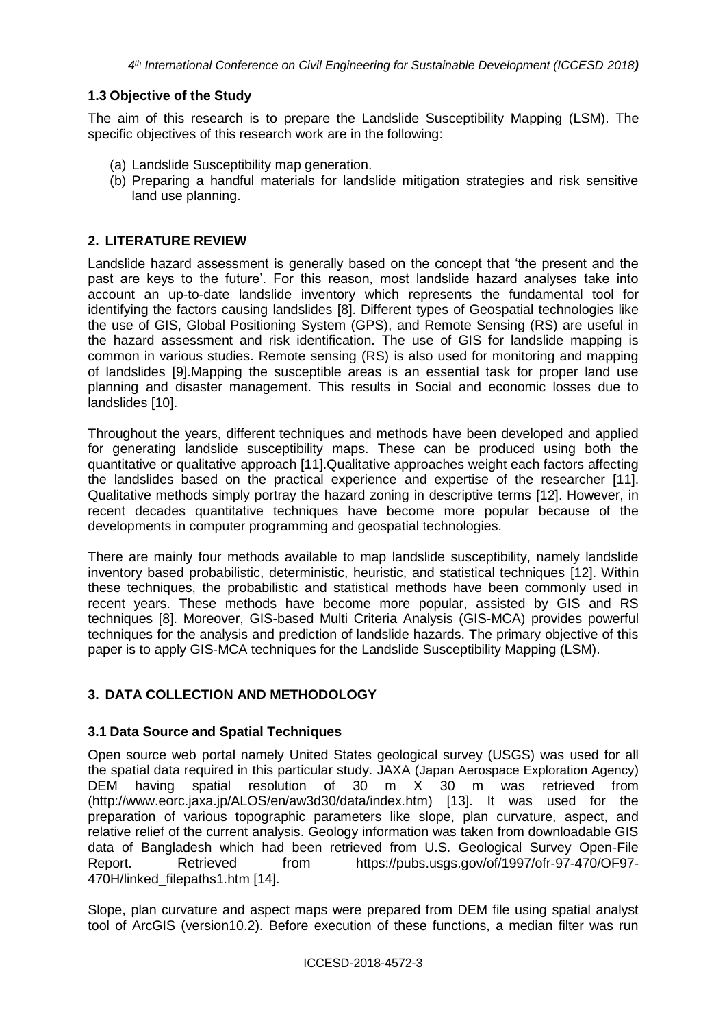### 1.3 Objective of the Study

The aim of this research is to prepare the Landslide Susceptibility Mapping (LSM). The specific objectives of this research work are in the following:

(a) Landslide Susceptibility map generation.
(b) Preparing a handful materials for landslide mitigation strategies and risk sensitive land use planning.

## 2. LITERATURE REVIEW

Landslide hazard assessment is generally based on the concept that 'the present and the past are keys to the future'. For this reason, most landslide hazard analyses take into account an up-to-date landslide inventory which represents the fundamental tool for identifying the factors causing landslides [8]. Different types of Geospatial technologies like the use of GIS, Global Positioning System (GPS), and Remote Sensing (RS) are useful in the hazard assessment and risk identification. The use of GIS for landslide mapping is common in various studies. Remote sensing (RS) is also used for monitoring and mapping of landslides [9].Mapping the susceptible areas is an essential task for proper land use planning and disaster management. This results in Social and economic losses due to landslides [10].

Throughout the years, different techniques and methods have been developed and applied for generating landslide susceptibility maps. These can be produced using both the quantitative or qualitative approach [11].Qualitative approaches weight each factors affecting the landslides based on the practical experience and expertise of the researcher [11]. Qualitative methods simply portray the hazard zoning in descriptive terms [12]. However, in recent decades quantitative techniques have become more popular because of the developments in computer programming and geospatial technologies.

There are mainly four methods available to map landslide susceptibility, namely landslide inventory based probabilistic, deterministic, heuristic, and statistical techniques [12]. Within these techniques, the probabilistic and statistical methods have been commonly used in recent years. These methods have become more popular, assisted by GIS and RS techniques [8]. Moreover, GIS-based Multi Criteria Analysis (GIS-MCA) provides powerful techniques for the analysis and prediction of landslide hazards. The primary objective of this paper is to apply GIS-MCA techniques for the Landslide Susceptibility Mapping (LSM).

## 3. DATA COLLECTION AND METHODOLOGY

### 3.1 Data Source and Spatial Techniques

Open source web portal namely United States geological survey (USGS) was used for all the spatial data required in this particular study. JAXA (Japan Aerospace Exploration Agency) DEM having spatial resolution of 30 m X 30 m was retrieved from (http://www.eorc.jaxa.jp/ALOS/en/aw3d30/data/index.htm) [13]. It was used for the preparation of various topographic parameters like slope, plan curvature, aspect, and relative relief of the current analysis. Geology information was taken from downloadable GIS data of Bangladesh which had been retrieved from U.S. Geological Survey Open-File Report. Retrieved from https://pubs.usgs.gov/of/1997/ofr-97-470/OF97-470H/linked_filepaths1.htm [14].

Slope, plan curvature and aspect maps were prepared from DEM file using spatial analyst tool of ArcGIS (version10.2). Before execution of these functions, a median filter was run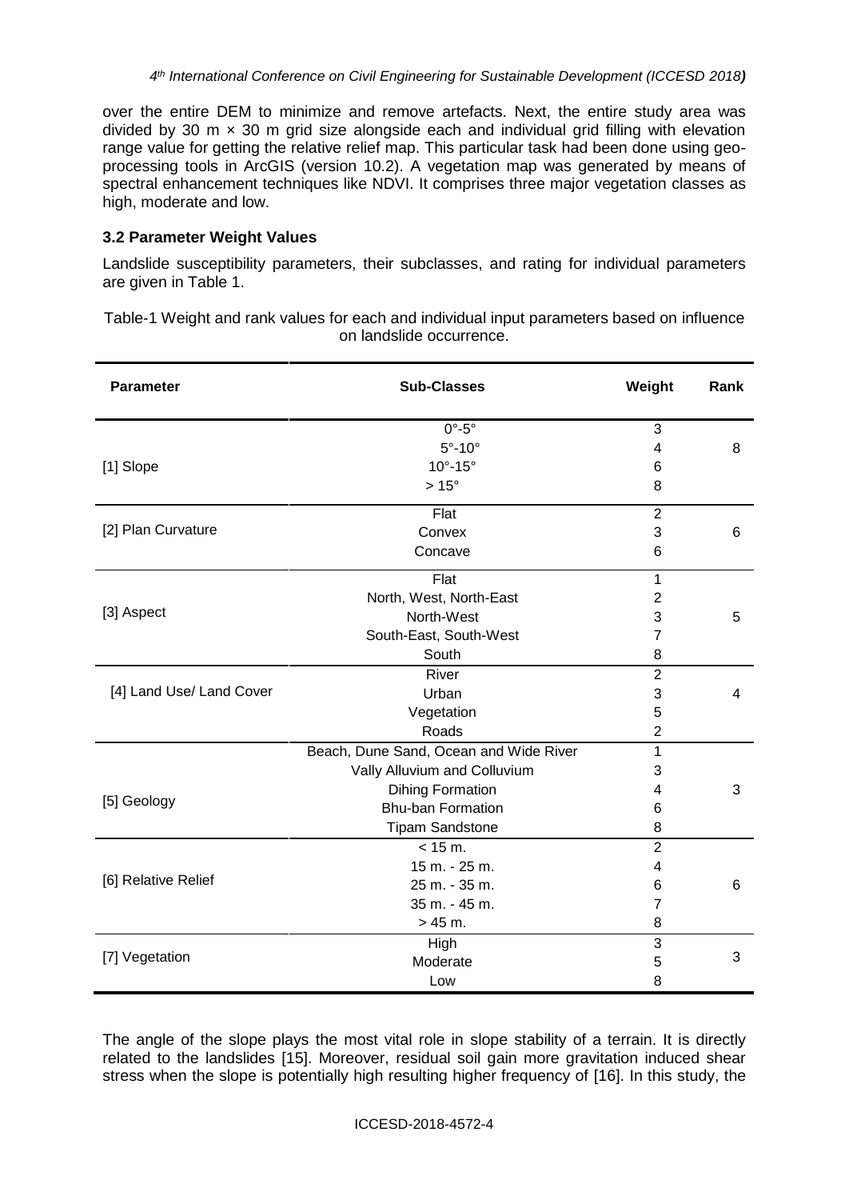over the entire DEM to minimize and remove artefacts. Next, the entire study area was divided by 30 m × 30 m grid size alongside each and individual grid filling with elevation range value for getting the relative relief map. This particular task had been done using geo-processing tools in ArcGIS (version 10.2). A vegetation map was generated by means of spectral enhancement techniques like NDVI. It comprises three major vegetation classes as high, moderate and low.

### 3.2 Parameter Weight Values

Landslide susceptibility parameters, their subclasses, and rating for individual parameters are given in Table 1.

Table-1 Weight and rank values for each and individual input parameters based on influence on landslide occurrence.

| Parameter | Sub-Classes | Weight | Rank |
|---|---|---|---|
| [1] Slope | 0°-5° | 3 | 8 |
| | 5°-10° | 4 | |
| | 10°-15° | 6 | |
| | > 15° | 8 | |
| [2] Plan Curvature | Flat | 2 | 6 |
| | Convex | 3 | |
| | Concave | 6 | |
| [3] Aspect | Flat | 1 | 5 |
| | North, West, North-East | 2 | |
| | North-West | 3 | |
| | South-East, South-West | 7 | |
| | South | 8 | |
| [4] Land Use/ Land Cover | River | 2 | 4 |
| | Urban | 3 | |
| | Vegetation | 5 | |
| | Roads | 2 | |
| [5] Geology | Beach, Dune Sand, Ocean and Wide River | 1 | 3 |
| | Vally Alluvium and Colluvium | 3 | |
| | Dihing Formation | 4 | |
| | Bhu-ban Formation | 6 | |
| | Tipam Sandstone | 8 | |
| [6] Relative Relief | < 15 m. | 2 | 6 |
| | 15 m. - 25 m. | 4 | |
| | 25 m. - 35 m. | 6 | |
| | 35 m. - 45 m. | 7 | |
| | > 45 m. | 8 | |
| [7] Vegetation | High | 3 | 3 |
| | Moderate | 5 | |
| | Low | 8 | |

The angle of the slope plays the most vital role in slope stability of a terrain. It is directly related to the landslides [15]. Moreover, residual soil gain more gravitation induced shear stress when the slope is potentially high resulting higher frequency of [16]. In this study, the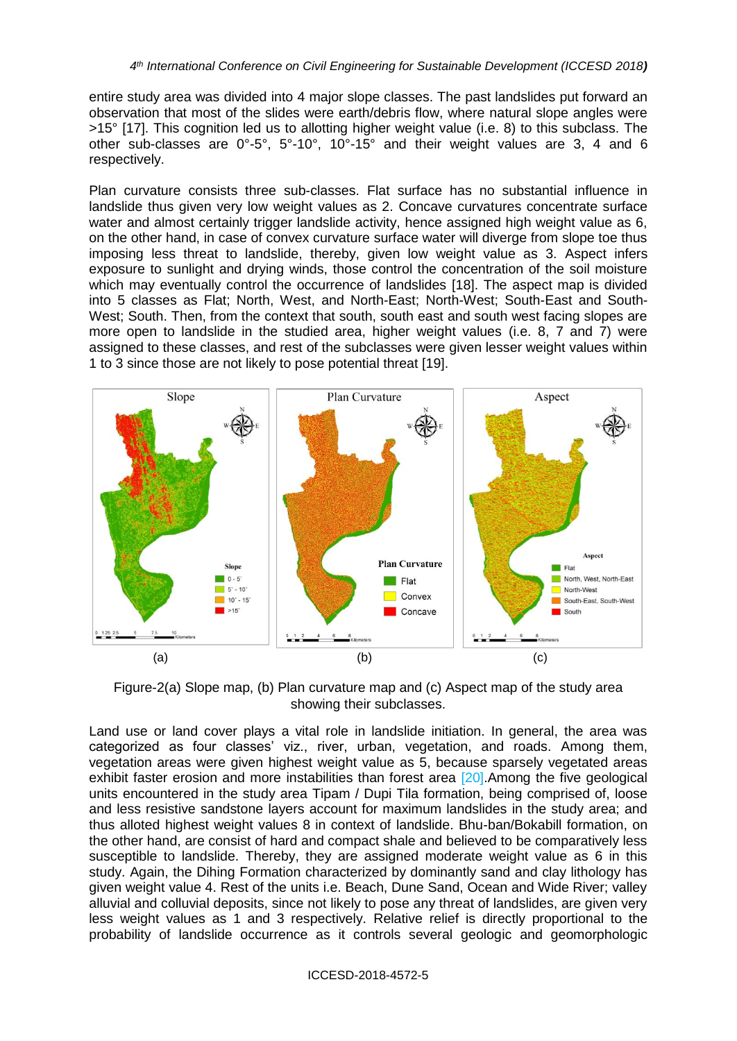entire study area was divided into 4 major slope classes. The past landslides put forward an observation that most of the slides were earth/debris flow, where natural slope angles were >15° [17]. This cognition led us to allotting higher weight value (i.e. 8) to this subclass. The other sub-classes are 0°-5°, 5°-10°, 10°-15° and their weight values are 3, 4 and 6 respectively.

Plan curvature consists three sub-classes. Flat surface has no substantial influence in landslide thus given very low weight values as 2. Concave curvatures concentrate surface water and almost certainly trigger landslide activity, hence assigned high weight value as 6, on the other hand, in case of convex curvature surface water will diverge from slope toe thus imposing less threat to landslide, thereby, given low weight value as 3. Aspect infers exposure to sunlight and drying winds, those control the concentration of the soil moisture which may eventually control the occurrence of landslides [18]. The aspect map is divided into 5 classes as Flat; North, West, and North-East; North-West; South-East and South-West; South. Then, from the context that south, south east and south west facing slopes are more open to landslide in the studied area, higher weight values (i.e. 8, 7 and 7) were assigned to these classes, and rest of the subclasses were given lesser weight values within 1 to 3 since those are not likely to pose potential threat [19].

(a) (b) (c)

Figure-2(a) Slope map, (b) Plan curvature map and (c) Aspect map of the study area showing their subclasses.

Land use or land cover plays a vital role in landslide initiation. In general, the area was categorized as four classes' viz., river, urban, vegetation, and roads. Among them, vegetation areas were given highest weight value as 5, because sparsely vegetated areas exhibit faster erosion and more instabilities than forest area [20].Among the five geological units encountered in the study area Tipam / Dupi Tila formation, being comprised of, loose and less resistive sandstone layers account for maximum landslides in the study area; and thus alloted highest weight values 8 in context of landslide. Bhu-ban/Bokabill formation, on the other hand, are consist of hard and compact shale and believed to be comparatively less susceptible to landslide. Thereby, they are assigned moderate weight value as 6 in this study. Again, the Dihing Formation characterized by dominantly sand and clay lithology has given weight value 4. Rest of the units i.e. Beach, Dune Sand, Ocean and Wide River; valley alluvial and colluvial deposits, since not likely to pose any threat of landslides, are given very less weight values as 1 and 3 respectively. Relative relief is directly proportional to the probability of landslide occurrence as it controls several geologic and geomorphologic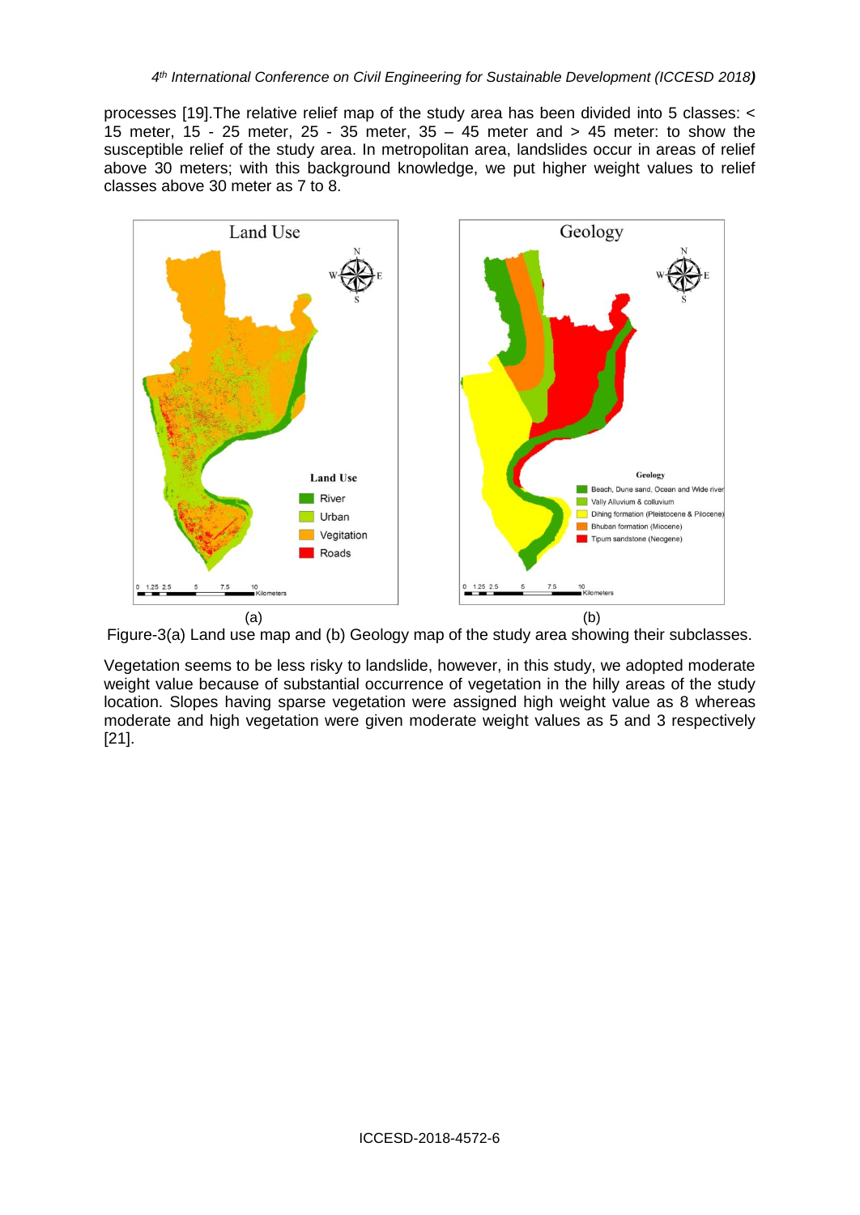processes [19].The relative relief map of the study area has been divided into 5 classes: < 15 meter, 15 - 25 meter, 25 - 35 meter, 35 – 45 meter and > 45 meter: to show the susceptible relief of the study area. In metropolitan area, landslides occur in areas of relief above 30 meters; with this background knowledge, we put higher weight values to relief classes above 30 meter as 7 to 8.

(a) (b)

Figure-3(a) Land use map and (b) Geology map of the study area showing their subclasses.

Vegetation seems to be less risky to landslide, however, in this study, we adopted moderate weight value because of substantial occurrence of vegetation in the hilly areas of the study location. Slopes having sparse vegetation were assigned high weight value as 8 whereas moderate and high vegetation were given moderate weight values as 5 and 3 respectively [21].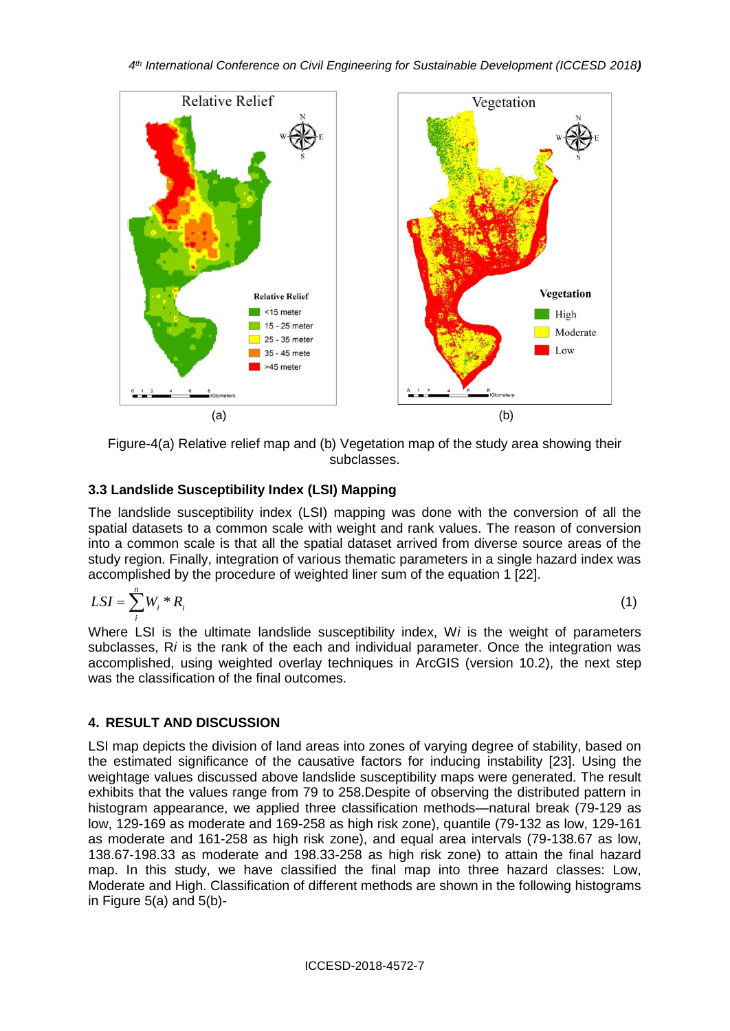Figure-4(a) Relative relief map and (b) Vegetation map of the study area showing their subclasses.

### 3.3 Landslide Susceptibility Index (LSI) Mapping

The landslide susceptibility index (LSI) mapping was done with the conversion of all the spatial datasets to a common scale with weight and rank values. The reason of conversion into a common scale is that all the spatial dataset arrived from diverse source areas of the study region. Finally, integration of various thematic parameters in a single hazard index was accomplished by the procedure of weighted liner sum of the equation 1 [22].

$$LSI = \sum_{i}^{n} W_i * R_i \tag{1}$$

Where LSI is the ultimate landslide susceptibility index, W*i* is the weight of parameters subclasses, R*i* is the rank of the each and individual parameter. Once the integration was accomplished, using weighted overlay techniques in ArcGIS (version 10.2), the next step was the classification of the final outcomes.

## 4. RESULT AND DISCUSSION

LSI map depicts the division of land areas into zones of varying degree of stability, based on the estimated significance of the causative factors for inducing instability [23]. Using the weightage values discussed above landslide susceptibility maps were generated. The result exhibits that the values range from 79 to 258.Despite of observing the distributed pattern in histogram appearance, we applied three classification methods—natural break (79-129 as low, 129-169 as moderate and 169-258 as high risk zone), quantile (79-132 as low, 129-161 as moderate and 161-258 as high risk zone), and equal area intervals (79-138.67 as low, 138.67-198.33 as moderate and 198.33-258 as high risk zone) to attain the final hazard map. In this study, we have classified the final map into three hazard classes: Low, Moderate and High. Classification of different methods are shown in the following histograms in Figure 5(a) and 5(b)-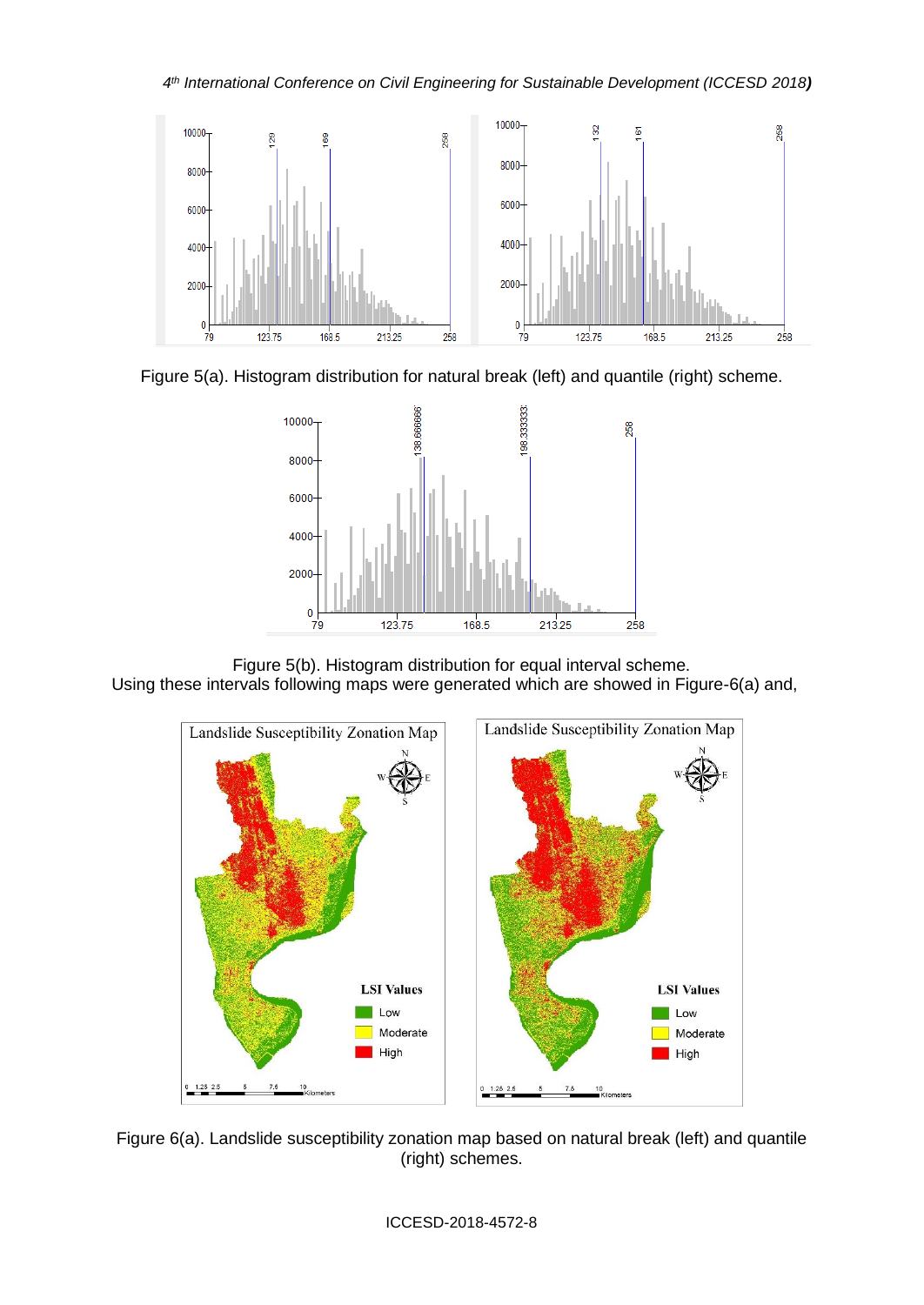Figure 5(a). Histogram distribution for natural break (left) and quantile (right) scheme.

Figure 5(b). Histogram distribution for equal interval scheme.

Using these intervals following maps were generated which are showed in Figure-6(a) and,

Figure 6(a). Landslide susceptibility zonation map based on natural break (left) and quantile (right) schemes.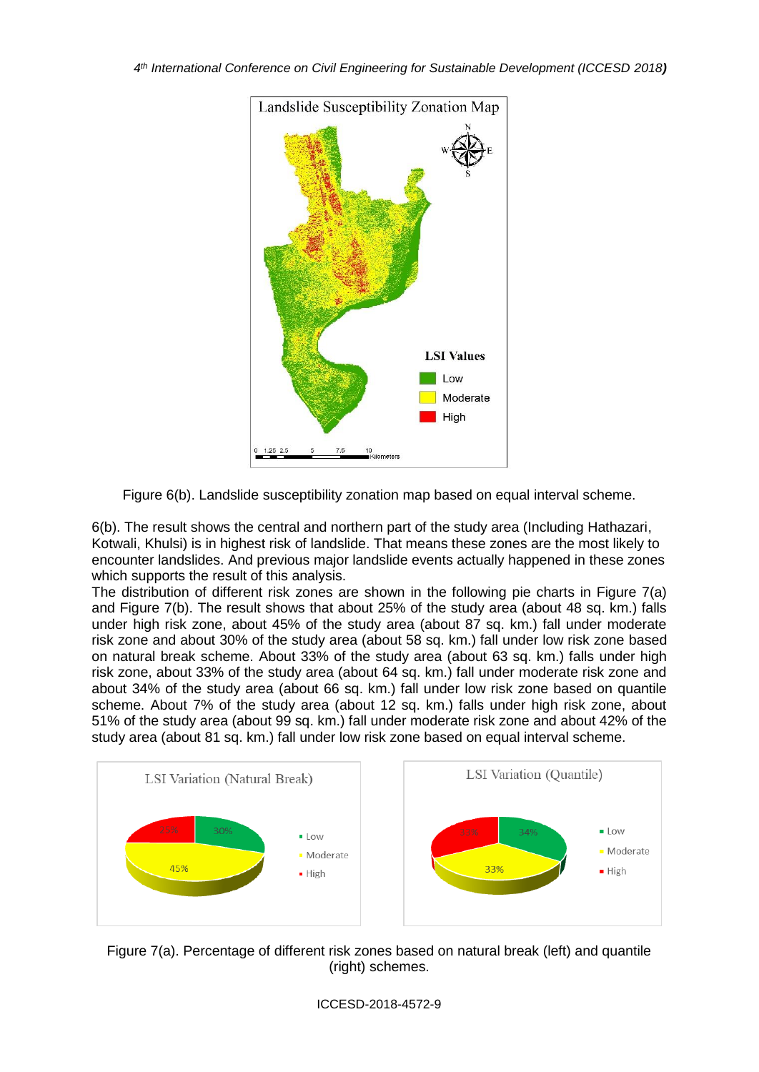Figure 6(b). Landslide susceptibility zonation map based on equal interval scheme.

6(b). The result shows the central and northern part of the study area (Including Hathazari, Kotwali, Khulsi) is in highest risk of landslide. That means these zones are the most likely to encounter landslides. And previous major landslide events actually happened in these zones which supports the result of this analysis.

The distribution of different risk zones are shown in the following pie charts in Figure 7(a) and Figure 7(b). The result shows that about 25% of the study area (about 48 sq. km.) falls under high risk zone, about 45% of the study area (about 87 sq. km.) fall under moderate risk zone and about 30% of the study area (about 58 sq. km.) fall under low risk zone based on natural break scheme. About 33% of the study area (about 63 sq. km.) falls under high risk zone, about 33% of the study area (about 64 sq. km.) fall under moderate risk zone and about 34% of the study area (about 66 sq. km.) fall under low risk zone based on quantile scheme. About 7% of the study area (about 12 sq. km.) falls under high risk zone, about 51% of the study area (about 99 sq. km.) fall under moderate risk zone and about 42% of the study area (about 81 sq. km.) fall under low risk zone based on equal interval scheme.

Figure 7(a). Percentage of different risk zones based on natural break (left) and quantile (right) schemes.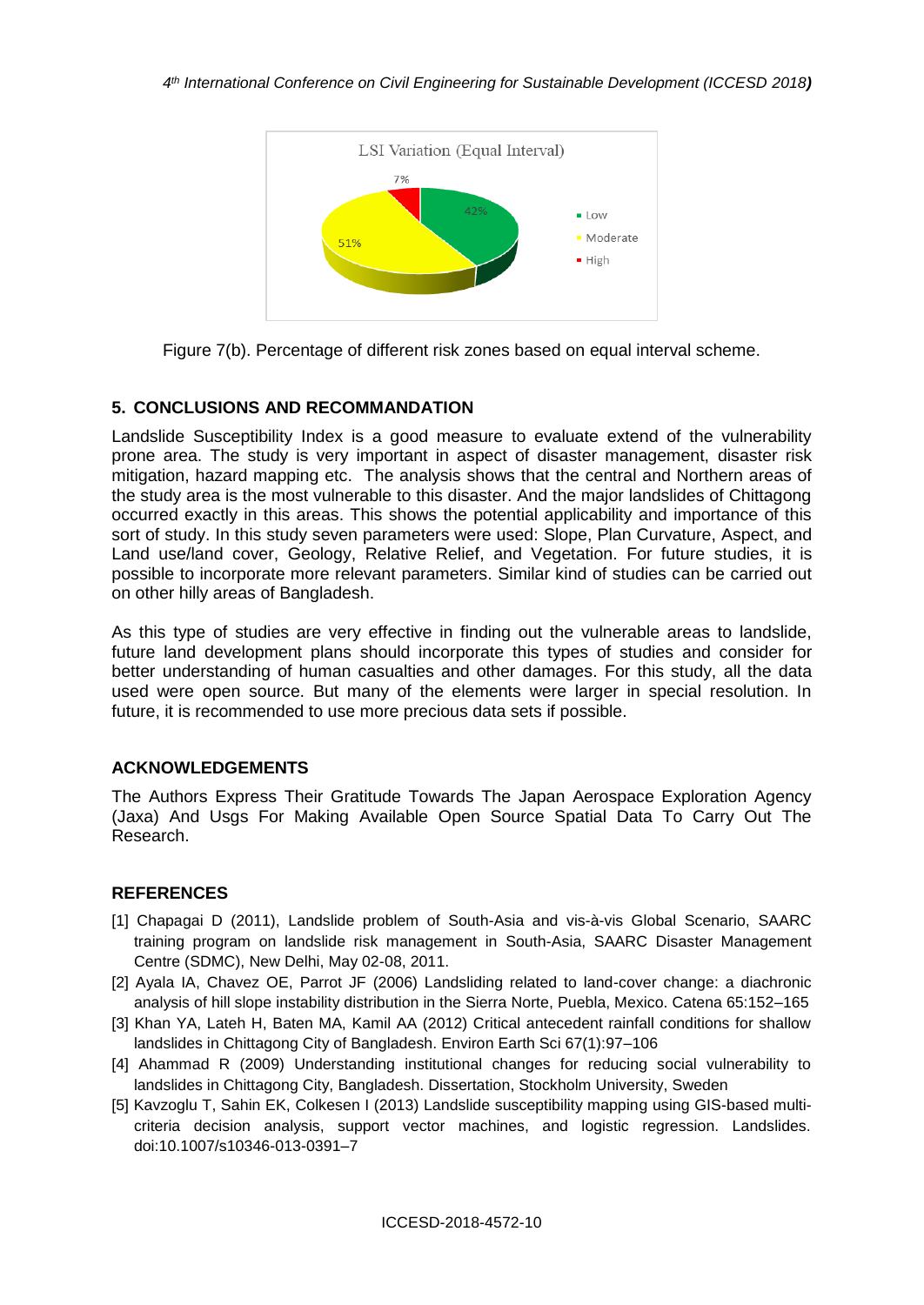Figure 7(b). Percentage of different risk zones based on equal interval scheme.

## 5. CONCLUSIONS AND RECOMMANDATION

Landslide Susceptibility Index is a good measure to evaluate extend of the vulnerability prone area. The study is very important in aspect of disaster management, disaster risk mitigation, hazard mapping etc. The analysis shows that the central and Northern areas of the study area is the most vulnerable to this disaster. And the major landslides of Chittagong occurred exactly in this areas. This shows the potential applicability and importance of this sort of study. In this study seven parameters were used: Slope, Plan Curvature, Aspect, and Land use/land cover, Geology, Relative Relief, and Vegetation. For future studies, it is possible to incorporate more relevant parameters. Similar kind of studies can be carried out on other hilly areas of Bangladesh.

As this type of studies are very effective in finding out the vulnerable areas to landslide, future land development plans should incorporate this types of studies and consider for better understanding of human casualties and other damages. For this study, all the data used were open source. But many of the elements were larger in special resolution. In future, it is recommended to use more precious data sets if possible.

## ACKNOWLEDGEMENTS

The Authors Express Their Gratitude Towards The Japan Aerospace Exploration Agency (Jaxa) And Usgs For Making Available Open Source Spatial Data To Carry Out The Research.

## REFERENCES

[1] Chapagai D (2011), Landslide problem of South-Asia and vis-à-vis Global Scenario, SAARC training program on landslide risk management in South-Asia, SAARC Disaster Management Centre (SDMC), New Delhi, May 02-08, 2011.

[2] Ayala IA, Chavez OE, Parrot JF (2006) Landsliding related to land-cover change: a diachronic analysis of hill slope instability distribution in the Sierra Norte, Puebla, Mexico. Catena 65:152–165

[3] Khan YA, Lateh H, Baten MA, Kamil AA (2012) Critical antecedent rainfall conditions for shallow landslides in Chittagong City of Bangladesh. Environ Earth Sci 67(1):97–106

[4] Ahammad R (2009) Understanding institutional changes for reducing social vulnerability to landslides in Chittagong City, Bangladesh. Dissertation, Stockholm University, Sweden

[5] Kavzoglu T, Sahin EK, Colkesen I (2013) Landslide susceptibility mapping using GIS-based multi-criteria decision analysis, support vector machines, and logistic regression. Landslides. doi:10.1007/s10346-013-0391–7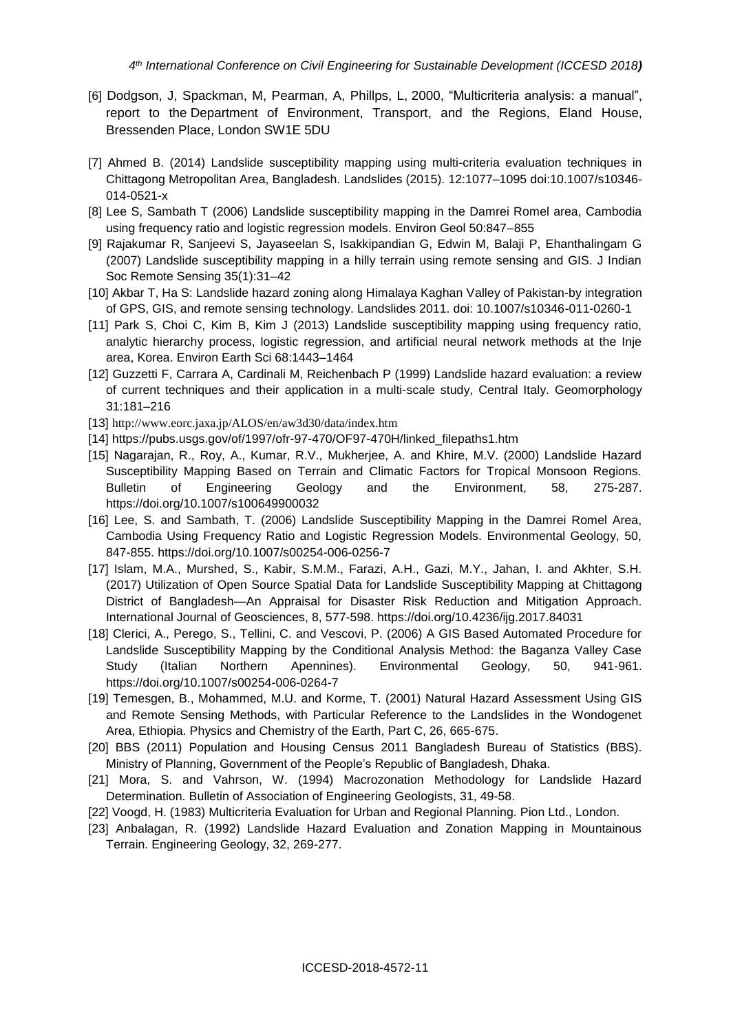[6] Dodgson, J, Spackman, M, Pearman, A, Phillps, L, 2000, “Multicriteria analysis: a manual”, report to the Department of Environment, Transport, and the Regions, Eland House, Bressenden Place, London SW1E 5DU

[7] Ahmed B. (2014) Landslide susceptibility mapping using multi-criteria evaluation techniques in Chittagong Metropolitan Area, Bangladesh. Landslides (2015). 12:1077–1095 doi:10.1007/s10346-014-0521-x

[8] Lee S, Sambath T (2006) Landslide susceptibility mapping in the Damrei Romel area, Cambodia using frequency ratio and logistic regression models. Environ Geol 50:847–855

[9] Rajakumar R, Sanjeevi S, Jayaseelan S, Isakkipandian G, Edwin M, Balaji P, Ehanthalingam G (2007) Landslide susceptibility mapping in a hilly terrain using remote sensing and GIS. J Indian Soc Remote Sensing 35(1):31–42

[10] Akbar T, Ha S: Landslide hazard zoning along Himalaya Kaghan Valley of Pakistan-by integration of GPS, GIS, and remote sensing technology. Landslides 2011. doi: 10.1007/s10346-011-0260-1

[11] Park S, Choi C, Kim B, Kim J (2013) Landslide susceptibility mapping using frequency ratio, analytic hierarchy process, logistic regression, and artificial neural network methods at the Inje area, Korea. Environ Earth Sci 68:1443–1464

[12] Guzzetti F, Carrara A, Cardinali M, Reichenbach P (1999) Landslide hazard evaluation: a review of current techniques and their application in a multi-scale study, Central Italy. Geomorphology 31:181–216

[13] http://www.eorc.jaxa.jp/ALOS/en/aw3d30/data/index.htm

[14] https://pubs.usgs.gov/of/1997/ofr-97-470/OF97-470H/linked_filepaths1.htm

[15] Nagarajan, R., Roy, A., Kumar, R.V., Mukherjee, A. and Khire, M.V. (2000) Landslide Hazard Susceptibility Mapping Based on Terrain and Climatic Factors for Tropical Monsoon Regions. Bulletin of Engineering Geology and the Environment, 58, 275-287. https://doi.org/10.1007/s100649900032

[16] Lee, S. and Sambath, T. (2006) Landslide Susceptibility Mapping in the Damrei Romel Area, Cambodia Using Frequency Ratio and Logistic Regression Models. Environmental Geology, 50, 847-855. https://doi.org/10.1007/s00254-006-0256-7

[17] Islam, M.A., Murshed, S., Kabir, S.M.M., Farazi, A.H., Gazi, M.Y., Jahan, I. and Akhter, S.H. (2017) Utilization of Open Source Spatial Data for Landslide Susceptibility Mapping at Chittagong District of Bangladesh—An Appraisal for Disaster Risk Reduction and Mitigation Approach. International Journal of Geosciences, 8, 577-598. https://doi.org/10.4236/ijg.2017.84031

[18] Clerici, A., Perego, S., Tellini, C. and Vescovi, P. (2006) A GIS Based Automated Procedure for Landslide Susceptibility Mapping by the Conditional Analysis Method: the Baganza Valley Case Study (Italian Northern Apennines). Environmental Geology, 50, 941-961. https://doi.org/10.1007/s00254-006-0264-7

[19] Temesgen, B., Mohammed, M.U. and Korme, T. (2001) Natural Hazard Assessment Using GIS and Remote Sensing Methods, with Particular Reference to the Landslides in the Wondogenet Area, Ethiopia. Physics and Chemistry of the Earth, Part C, 26, 665-675.

[20] BBS (2011) Population and Housing Census 2011 Bangladesh Bureau of Statistics (BBS). Ministry of Planning, Government of the People’s Republic of Bangladesh, Dhaka.

[21] Mora, S. and Vahrson, W. (1994) Macrozonation Methodology for Landslide Hazard Determination. Bulletin of Association of Engineering Geologists, 31, 49-58.

[22] Voogd, H. (1983) Multicriteria Evaluation for Urban and Regional Planning. Pion Ltd., London.

[23] Anbalagan, R. (1992) Landslide Hazard Evaluation and Zonation Mapping in Mountainous Terrain. Engineering Geology, 32, 269-277.